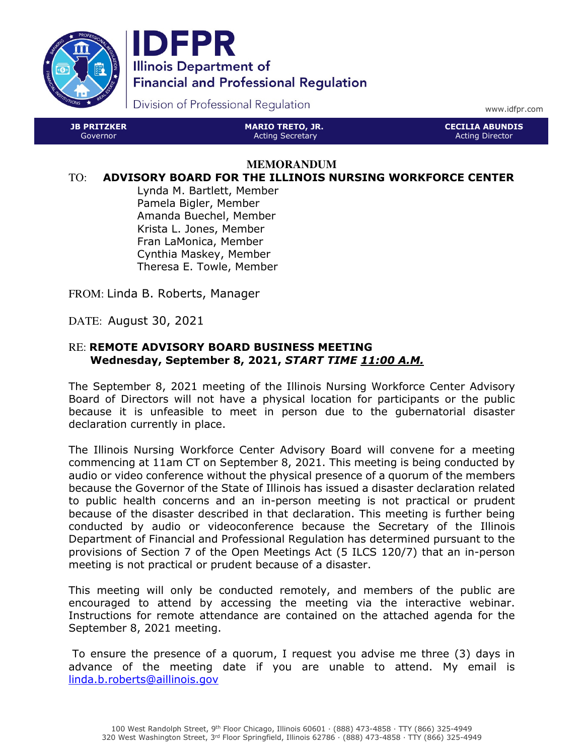# IDFPR

**Illinois Department of Financial and Professional Regulation**

Division of Professional Regulation

www.idfpr.com

| JB PRITZKER | MARIO TRETO, JR. | CECILIA ABUNDIS |
| --- | --- | --- |
| Governor | Acting Secretary | Acting Director |

## MEMORANDUM

TO: **ADVISORY BOARD FOR THE ILLINOIS NURSING WORKFORCE CENTER**

Lynda M. Bartlett, Member
Pamela Bigler, Member
Amanda Buechel, Member
Krista L. Jones, Member
Fran LaMonica, Member
Cynthia Maskey, Member
Theresa E. Towle, Member

FROM: Linda B. Roberts, Manager

DATE: August 30, 2021

RE: **REMOTE ADVISORY BOARD BUSINESS MEETING**
**Wednesday, September 8, 2021, *START TIME 11:00 A.M.***

The September 8, 2021 meeting of the Illinois Nursing Workforce Center Advisory Board of Directors will not have a physical location for participants or the public because it is unfeasible to meet in person due to the gubernatorial disaster declaration currently in place.

The Illinois Nursing Workforce Center Advisory Board will convene for a meeting commencing at 11am CT on September 8, 2021. This meeting is being conducted by audio or video conference without the physical presence of a quorum of the members because the Governor of the State of Illinois has issued a disaster declaration related to public health concerns and an in-person meeting is not practical or prudent because of the disaster described in that declaration. This meeting is further being conducted by audio or videoconference because the Secretary of the Illinois Department of Financial and Professional Regulation has determined pursuant to the provisions of Section 7 of the Open Meetings Act (5 ILCS 120/7) that an in-person meeting is not practical or prudent because of a disaster.

This meeting will only be conducted remotely, and members of the public are encouraged to attend by accessing the meeting via the interactive webinar. Instructions for remote attendance are contained on the attached agenda for the September 8, 2021 meeting.

To ensure the presence of a quorum, I request you advise me three (3) days in advance of the meeting date if you are unable to attend. My email is linda.b.roberts@aillinois.gov

100 West Randolph Street, 9th Floor Chicago, Illinois 60601 · (888) 473-4858 · TTY (866) 325-4949
320 West Washington Street, 3rd Floor Springfield, Illinois 62786 · (888) 473-4858 · TTY (866) 325-4949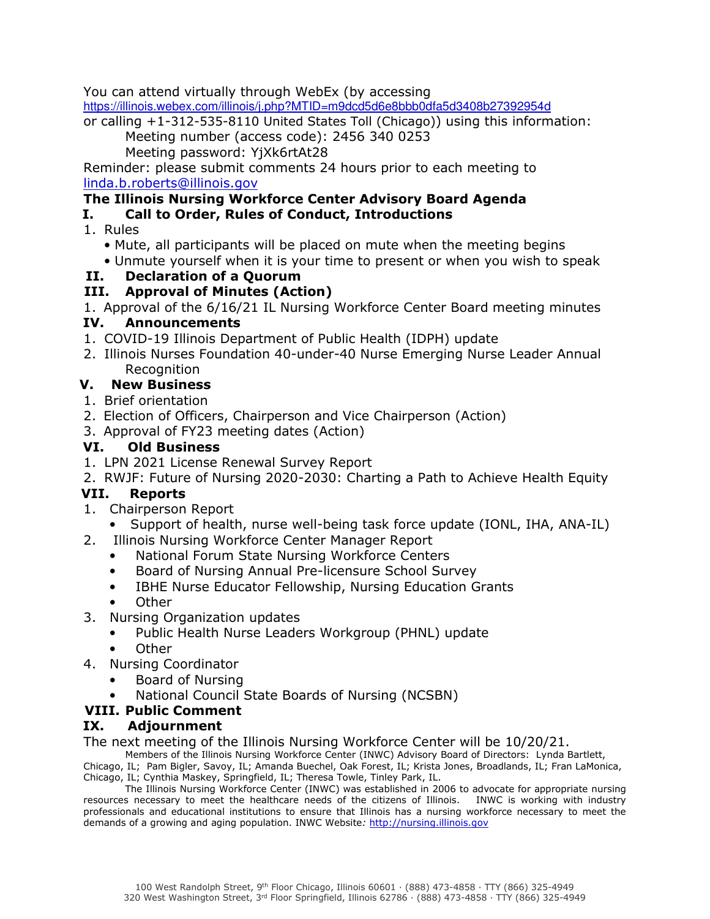You can attend virtually through WebEx (by accessing
https://illinois.webex.com/illinois/j.php?MTID=m9dcd5d6e8bbb0dfa5d3408b27392954d
or calling +1-312-535-8110 United States Toll (Chicago)) using this information:

Meeting number (access code): 2456 340 0253

Meeting password: YjXk6rtAt28

Reminder: please submit comments 24 hours prior to each meeting to linda.b.roberts@illinois.gov

## The Illinois Nursing Workforce Center Advisory Board Agenda

### I. Call to Order, Rules of Conduct, Introductions

1. Rules
   - Mute, all participants will be placed on mute when the meeting begins
   - Unmute yourself when it is your time to present or when you wish to speak

### II. Declaration of a Quorum

### III. Approval of Minutes (Action)

1. Approval of the 6/16/21 IL Nursing Workforce Center Board meeting minutes

### IV. Announcements

1. COVID-19 Illinois Department of Public Health (IDPH) update
2. Illinois Nurses Foundation 40-under-40 Nurse Emerging Nurse Leader Annual Recognition

### V. New Business

1. Brief orientation
2. Election of Officers, Chairperson and Vice Chairperson (Action)
3. Approval of FY23 meeting dates (Action)

### VI. Old Business

1. LPN 2021 License Renewal Survey Report
2. RWJF: Future of Nursing 2020-2030: Charting a Path to Achieve Health Equity

### VII. Reports

1. Chairperson Report
   - Support of health, nurse well-being task force update (IONL, IHA, ANA-IL)
2. Illinois Nursing Workforce Center Manager Report
   - National Forum State Nursing Workforce Centers
   - Board of Nursing Annual Pre-licensure School Survey
   - IBHE Nurse Educator Fellowship, Nursing Education Grants
   - Other
3. Nursing Organization updates
   - Public Health Nurse Leaders Workgroup (PHNL) update
   - Other
4. Nursing Coordinator
   - Board of Nursing
   - National Council State Boards of Nursing (NCSBN)

### VIII. Public Comment

### IX. Adjournment

The next meeting of the Illinois Nursing Workforce Center will be 10/20/21.

Members of the Illinois Nursing Workforce Center (INWC) Advisory Board of Directors: Lynda Bartlett, Chicago, IL; Pam Bigler, Savoy, IL; Amanda Buechel, Oak Forest, IL; Krista Jones, Broadlands, IL; Fran LaMonica, Chicago, IL; Cynthia Maskey, Springfield, IL; Theresa Towle, Tinley Park, IL.

The Illinois Nursing Workforce Center (INWC) was established in 2006 to advocate for appropriate nursing resources necessary to meet the healthcare needs of the citizens of Illinois. INWC is working with industry professionals and educational institutions to ensure that Illinois has a nursing workforce necessary to meet the demands of a growing and aging population. INWC Website*:* http://nursing.illinois.gov

100 West Randolph Street, 9th Floor Chicago, Illinois 60601 · (888) 473-4858 · TTY (866) 325-4949
320 West Washington Street, 3rd Floor Springfield, Illinois 62786 · (888) 473-4858 · TTY (866) 325-4949